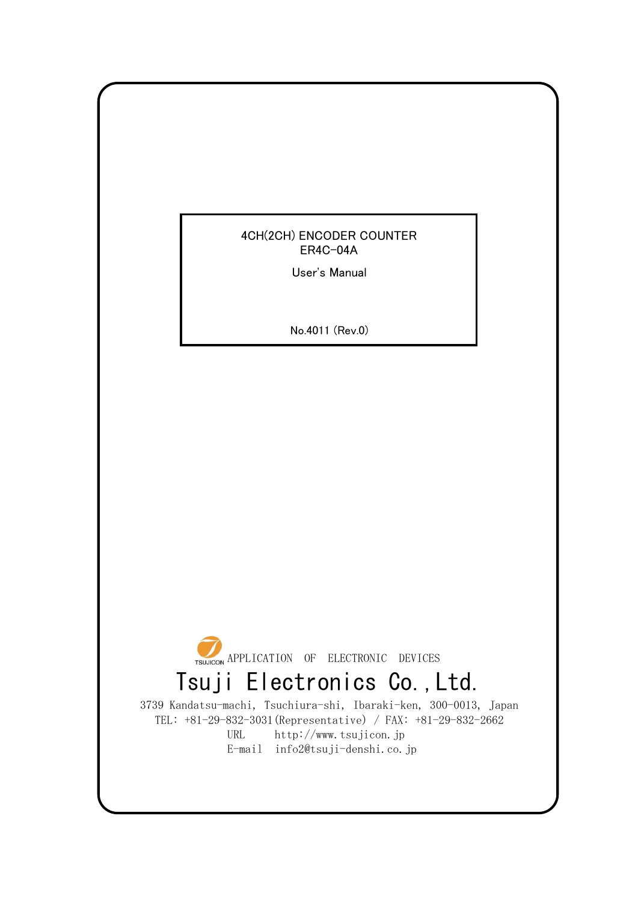# 4CH(2CH) ENCODER COUNTER
# ER4C-04A

## User's Manual

No.4011 (Rev.0)

TSUJICON APPLICATION OF ELECTRONIC DEVICES

**Tsuji Electronics Co.,Ltd.**

3739 Kandatsu-machi, Tsuchiura-shi, Ibaraki-ken, 300-0013, Japan
TEL: +81-29-832-3031(Representative) / FAX: +81-29-832-2662
URL http://www.tsujicon.jp
E-mail info2@tsuji-denshi.co.jp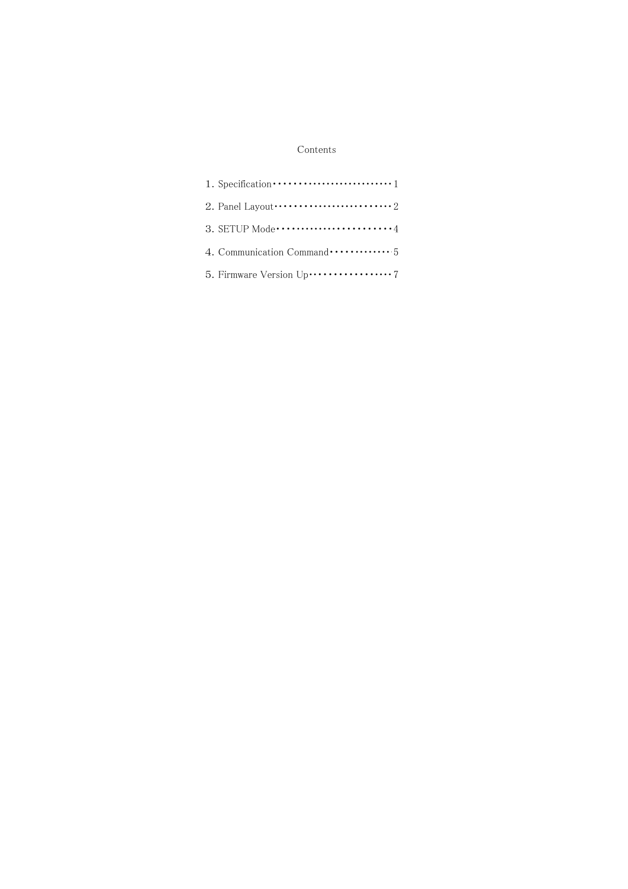# Contents

1. Specification ･･･････････････････････････ 1

2. Panel Layout ･･･････････････････････････ 2

3. SETUP Mode ･････････････････････････ 4

4. Communication Command ････････････ 5

5. Firmware Version Up ････････････････ 7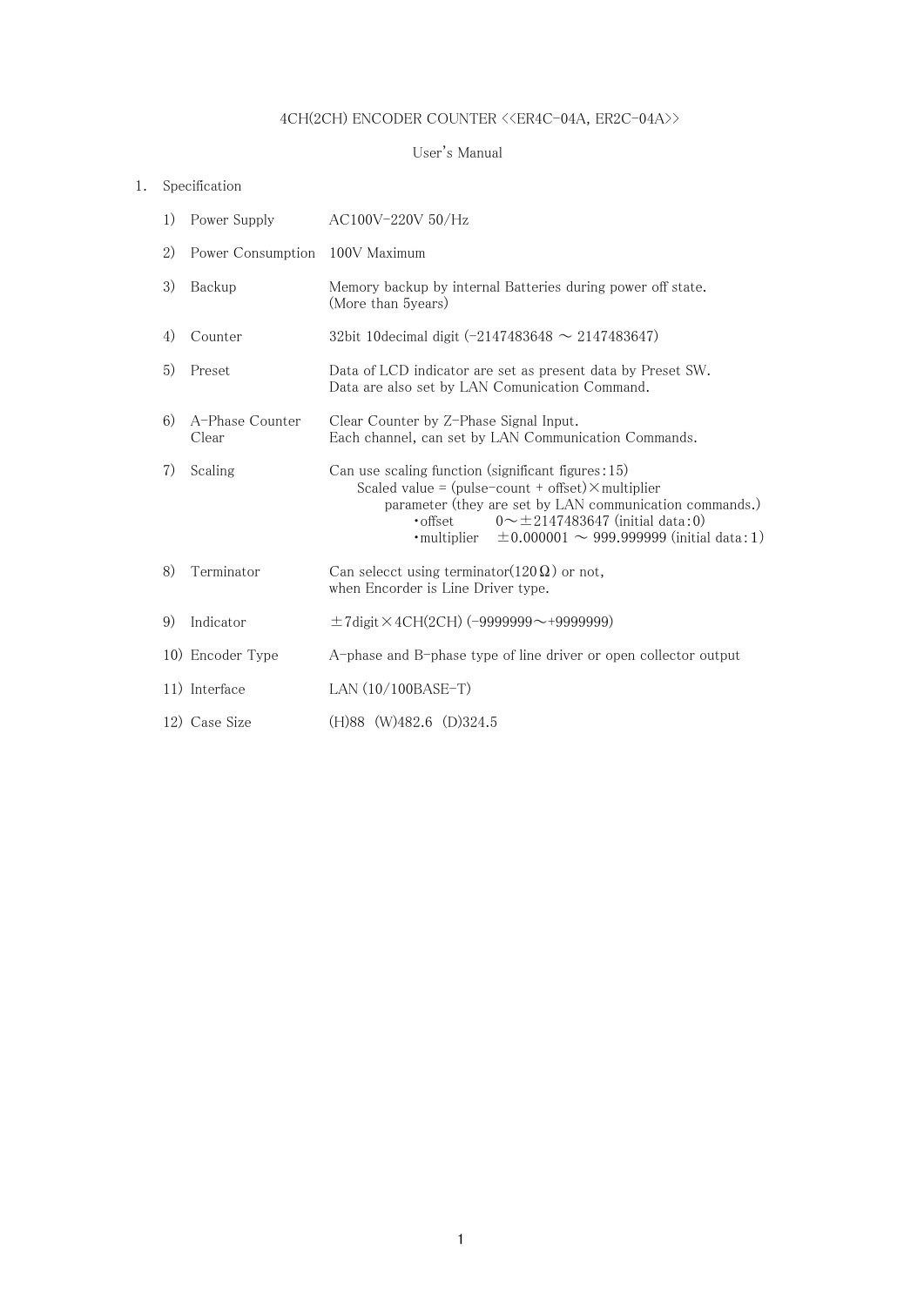4CH(2CH) ENCODER COUNTER <<ER4C-04A, ER2C-04A>>

User's Manual

1. Specification

1) Power Supply — AC100V-220V 50/Hz

2) Power Consumption — 100V Maximum

3) Backup — Memory backup by internal Batteries during power off state. (More than 5years)

4) Counter — 32bit 10decimal digit (-2147483648 ～ 2147483647)

5) Preset — Data of LCD indicator are set as present data by Preset SW. Data are also set by LAN Comunication Command.

6) A-Phase Counter Clear — Clear Counter by Z-Phase Signal Input. Each channel, can set by LAN Communication Commands.

7) Scaling — Can use scaling function (significant figures：15)

   Scaled value = (pulse-count + offset)×multiplier

   parameter (they are set by LAN communication commands.)

   - ・offset 0～±2147483647 (initial data：0)
   - ・multiplier ±0.000001 ～ 999.999999 (initial data：1)

8) Terminator — Can selecct using terminator(120Ω) or not, when Encorder is Line Driver type.

9) Indicator — ±7digit×4CH(2CH) (-9999999～+9999999)

10) Encoder Type — A-phase and B-phase type of line driver or open collector output

11) Interface — LAN (10/100BASE-T)

12) Case Size — (H)88 (W)482.6 (D)324.5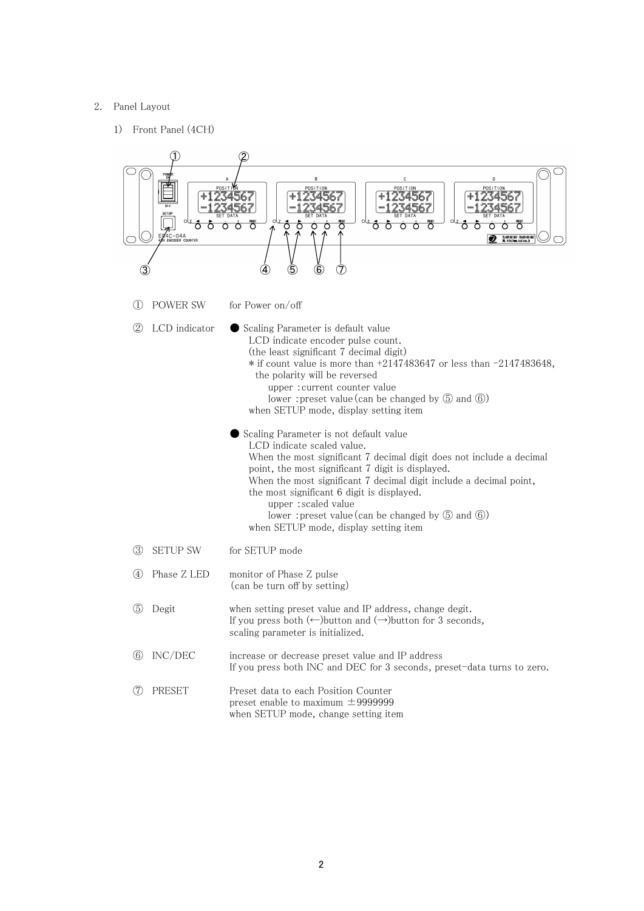## 2. Panel Layout

### 1) Front Panel (4CH)

① POWER SW — for Power on/off

② LCD indicator

● Scaling Parameter is default value
LCD indicate encoder pulse count.
(the least significant 7 decimal digit)
* if count value is more than +2147483647 or less than -2147483648,
the polarity will be reversed
upper : current counter value
lower : preset value (can be changed by ⑤ and ⑥)
when SETUP mode, display setting item

● Scaling Parameter is not default value
LCD indicate scaled value.
When the most significant 7 decimal digit does not include a decimal point, the most significant 7 digit is displayed.
When the most significant 7 decimal digit include a decimal point, the most significant 6 digit is displayed.
upper : scaled value
lower : preset value (can be changed by ⑤ and ⑥)
when SETUP mode, display setting item

③ SETUP SW — for SETUP mode

④ Phase Z LED — monitor of Phase Z pulse
(can be turn off by setting)

⑤ Degit — when setting preset value and IP address, change degit.
If you press both (←)button and (→)button for 3 seconds, scaling parameter is initialized.

⑥ INC/DEC — increase or decrease preset value and IP address
If you press both INC and DEC for 3 seconds, preset-data turns to zero.

⑦ PRESET — Preset data to each Position Counter
preset enable to maximum ±9999999
when SETUP mode, change setting item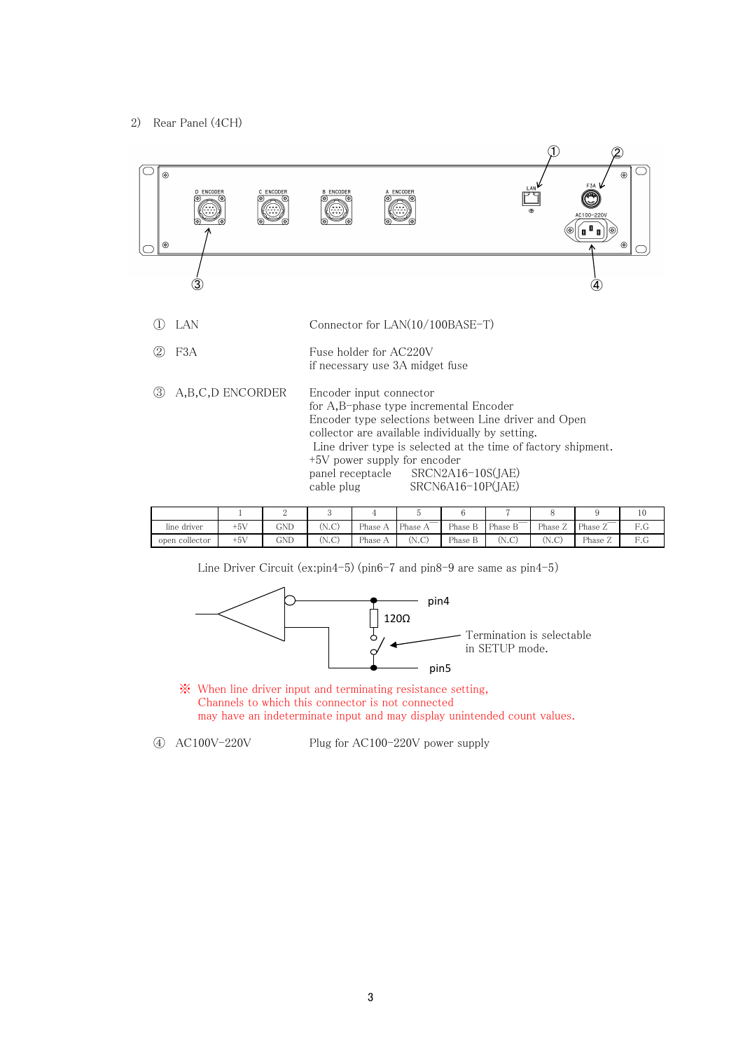2) Rear Panel (4CH)

① LAN — Connector for LAN(10/100BASE-T)

② F3A — Fuse holder for AC220V
if necessary use 3A midget fuse

③ A,B,C,D ENCORDER — Encoder input connector
for A,B-phase type incremental Encoder
Encoder type selections between Line driver and Open collector are available individually by setting.
Line driver type is selected at the time of factory shipment.
+5V power supply for encoder
panel receptacle SRCN2A16-10S(JAE)
cable plug SRCN6A16-10P(JAE)

| | 1 | 2 | 3 | 4 | 5 | 6 | 7 | 8 | 9 | 10 |
|---|---|---|---|---|---|---|---|---|---|---|
| line driver | +5V | GND | (N.C) | Phase A | Phase $\overline{A}$ | Phase B | Phase $\overline{B}$ | Phase Z | Phase $\overline{Z}$ | F.G |
| open collector | +5V | GND | (N.C) | Phase A | (N.C) | Phase B | (N.C) | (N.C) | Phase Z | F.G |

Line Driver Circuit (ex:pin4-5) (pin6-7 and pin8-9 are same as pin4-5)

pin4
120Ω
Termination is selectable in SETUP mode.
pin5

※ When line driver input and terminating resistance setting,
Channels to which this connector is not connected
may have an indeterminate input and may display unintended count values.

④ AC100V-220V — Plug for AC100-220V power supply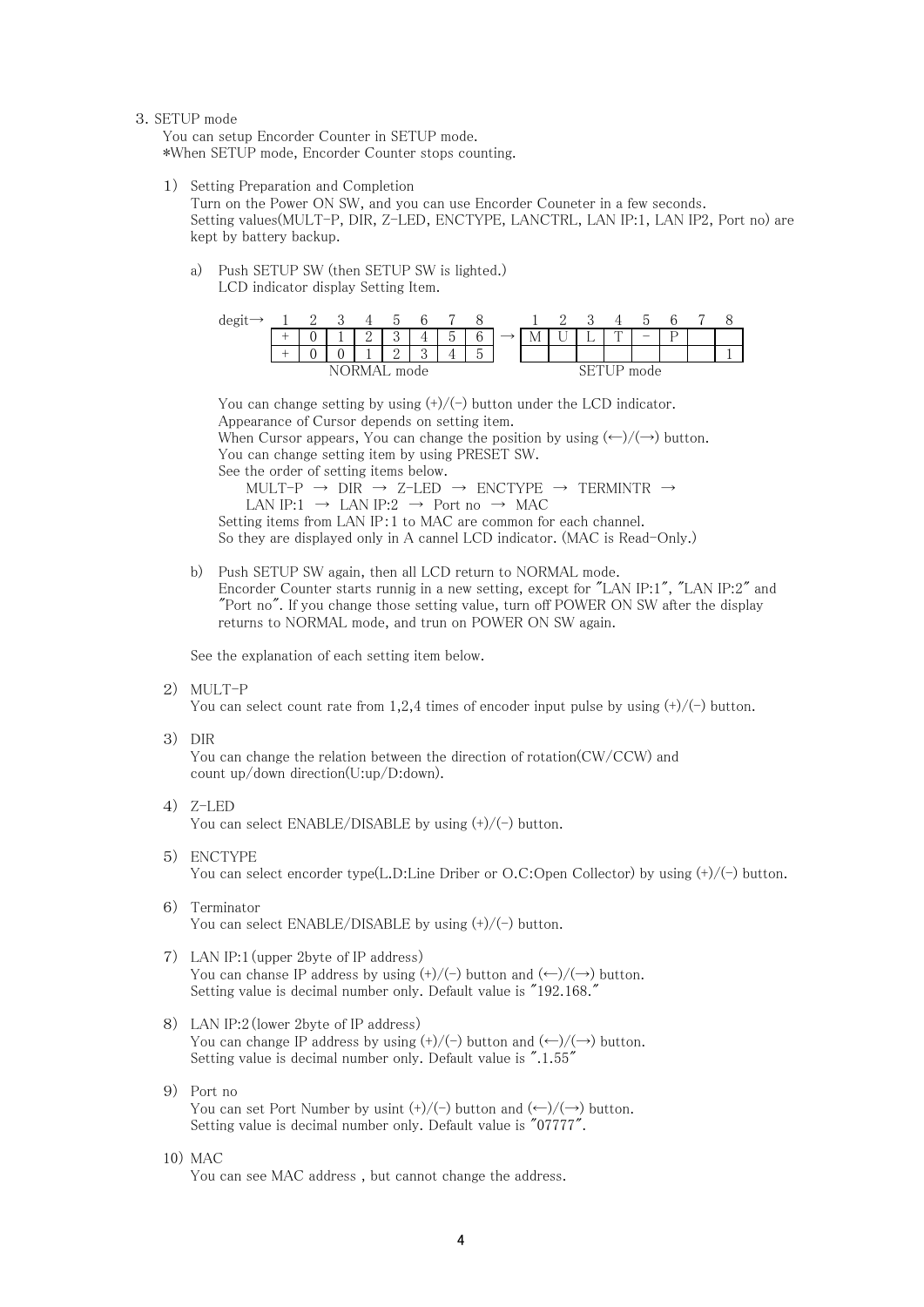## 3. SETUP mode

You can setup Encorder Counter in SETUP mode.
*When SETUP mode, Encorder Counter stops counting.

1) Setting Preparation and Completion

Turn on the Power ON SW, and you can use Encorder Couneter in a few seconds.
Setting values(MULT-P, DIR, Z-LED, ENCTYPE, LANCTRL, LAN IP:1, LAN IP2, Port no) are kept by battery backup.

a) Push SETUP SW (then SETUP SW is lighted.)
LCD indicator display Setting Item.

| degit→ | 1 | 2 | 3 | 4 | 5 | 6 | 7 | 8 | | 1 | 2 | 3 | 4 | 5 | 6 | 7 | 8 |
|---|---|---|---|---|---|---|---|---|---|---|---|---|---|---|---|---|---|
| | + | 0 | 1 | 2 | 3 | 4 | 5 | 6 | → | M | U | L | T | - | P | | |
| | + | 0 | 0 | 1 | 2 | 3 | 4 | 5 | | | | | | | | | 1 |
| | NORMAL mode | | | | | | | | | SETUP mode | | | | | | | |

You can change setting by using (+)/(-) button under the LCD indicator.
Appearance of Cursor depends on setting item.
When Cursor appears, You can change the position by using (←)/(→) button.
You can change setting item by using PRESET SW.
See the order of setting items below.

MULT-P → DIR → Z-LED → ENCTYPE → TERMINTR →
LAN IP:1 → LAN IP:2 → Port no → MAC

Setting items from LAN IP：1 to MAC are common for each channel.
So they are displayed only in A cannel LCD indicator. (MAC is Read-Only.)

b) Push SETUP SW again, then all LCD return to NORMAL mode.
Encorder Counter starts runnig in a new setting, except for "LAN IP:1", "LAN IP:2" and "Port no". If you change those setting value, turn off POWER ON SW after the display returns to NORMAL mode, and trun on POWER ON SW again.

See the explanation of each setting item below.

2) MULT-P

You can select count rate from 1,2,4 times of encoder input pulse by using (+)/(-) button.

3) DIR

You can change the relation between the direction of rotation(CW/CCW) and count up/down direction(U:up/D:down).

4) Z-LED

You can select ENABLE/DISABLE by using (+)/(-) button.

5) ENCTYPE

You can select encorder type(L.D:Line Driber or O.C:Open Collector) by using (+)/(-) button.

6) Terminator

You can select ENABLE/DISABLE by using (+)/(-) button.

7) LAN IP:1 (upper 2byte of IP address)

You can chanse IP address by using (+)/(-) button and (←)/(→) button.
Setting value is decimal number only. Default value is "192.168."

8) LAN IP:2 (lower 2byte of IP address)

You can change IP address by using (+)/(-) button and (←)/(→) button.
Setting value is decimal number only. Default value is ".1.55"

9) Port no

You can set Port Number by usint (+)/(-) button and (←)/(→) button.
Setting value is decimal number only. Default value is "07777".

10) MAC

You can see MAC address , but cannot change the address.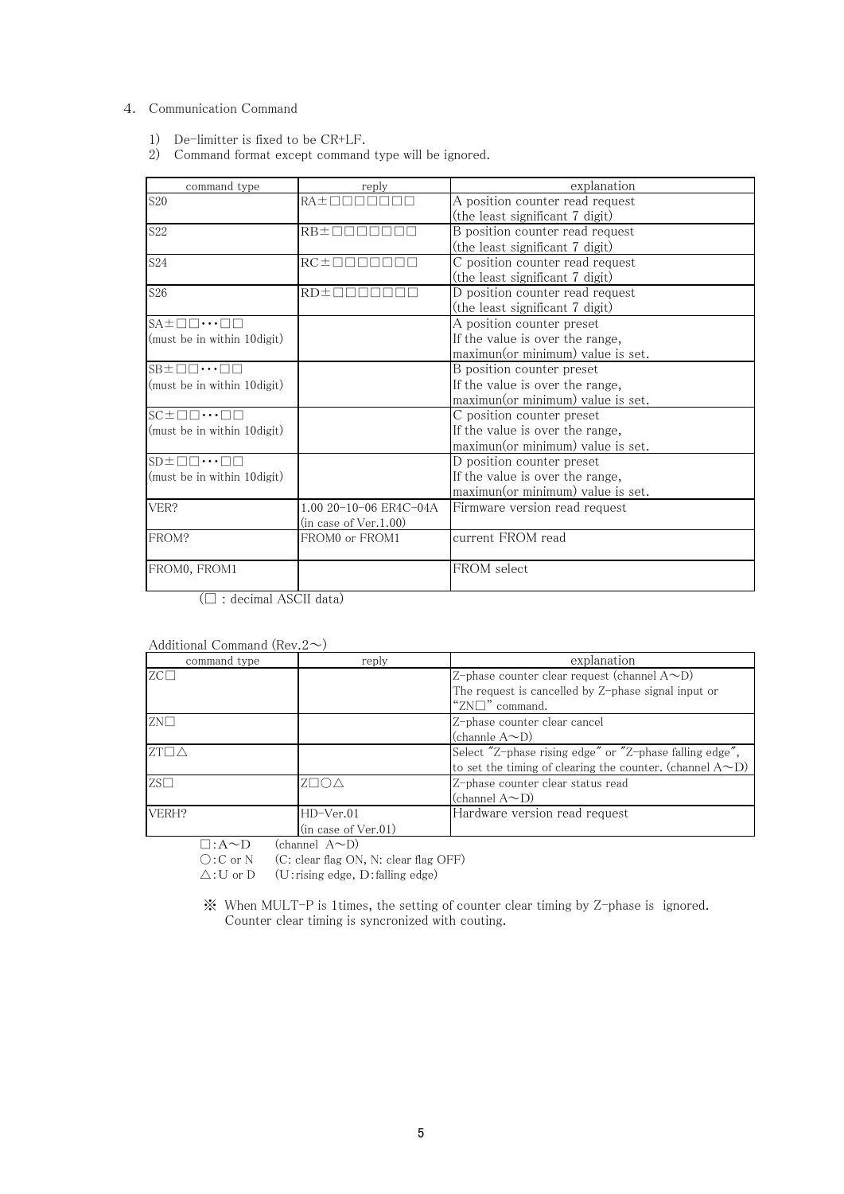## 4. Communication Command

1) De-limitter is fixed to be CR+LF.
2) Command format except command type will be ignored.

| command type | reply | explanation |
|---|---|---|
| S20 | RA±□□□□□□□ | A position counter read request<br>(the least significant 7 digit) |
| S22 | RB±□□□□□□□ | B position counter read request<br>(the least significant 7 digit) |
| S24 | RC±□□□□□□□ | C position counter read request<br>(the least significant 7 digit) |
| S26 | RD±□□□□□□□ | D position counter read request<br>(the least significant 7 digit) |
| SA±□□･･･□□<br>(must be in within 10digit) | | A position counter preset<br>If the value is over the range,<br>maximun(or minimum) value is set. |
| SB±□□･･･□□<br>(must be in within 10digit) | | B position counter preset<br>If the value is over the range,<br>maximun(or minimum) value is set. |
| SC±□□･･･□□<br>(must be in within 10digit) | | C position counter preset<br>If the value is over the range,<br>maximun(or minimum) value is set. |
| SD±□□･･･□□<br>(must be in within 10digit) | | D position counter preset<br>If the value is over the range,<br>maximun(or minimum) value is set. |
| VER? | 1.00 20-10-06 ER4C-04A<br>(in case of Ver.1.00) | Firmware version read request |
| FROM? | FROM0 or FROM1 | current FROM read |
| FROM0, FROM1 | | FROM select |

(□ : decimal ASCII data)

Additional Command (Rev.2～)

| command type | reply | explanation |
|---|---|---|
| ZC□ | | Z-phase counter clear request (channel A～D)<br>The request is cancelled by Z-phase signal input or "ZN□" command. |
| ZN□ | | Z-phase counter clear cancel<br>(channle A～D) |
| ZT□△ | | Select "Z-phase rising edge" or "Z-phase falling edge", to set the timing of clearing the counter. (channel A～D) |
| ZS□ | Z□○△ | Z-phase counter clear status read<br>(channel A～D) |
| VERH? | HD-Ver.01<br>(in case of Ver.01) | Hardware version read request |

□:A～D (channel A～D)
○:C or N (C: clear flag ON, N: clear flag OFF)
△:U or D (U:rising edge, D:falling edge)

※ When MULT-P is 1times, the setting of counter clear timing by Z-phase is ignored. Counter clear timing is syncronized with couting.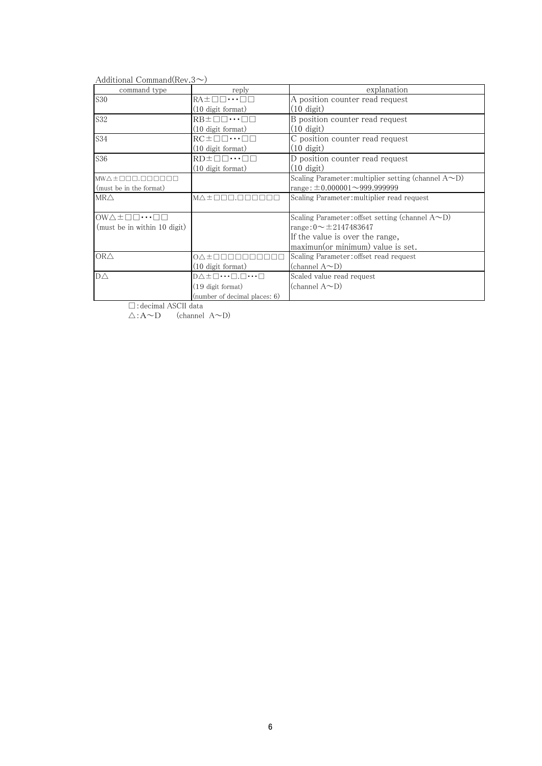Additional Command(Rev.3～)

| command type | reply | explanation |
|---|---|---|
| S30 | RA±□□･･･□□<br>(10 digit format) | A position counter read request<br>(10 digit) |
| S32 | RB±□□･･･□□<br>(10 digit format) | B position counter read request<br>(10 digit) |
| S34 | RC±□□･･･□□<br>(10 digit format) | C position counter read request<br>(10 digit) |
| S36 | RD±□□･･･□□<br>(10 digit format) | D position counter read request<br>(10 digit) |
| MW△±□□□.□□□□□□<br>(must be in the format) | | Scaling Parameter:multiplier setting (channel A～D)<br>range: ±0.000001～999.999999 |
| MR△ | M△±□□□.□□□□□□ | Scaling Parameter:multiplier read request |
| OW△±□□･･･□□<br>(must be in within 10 digit) | | Scaling Parameter:offset setting (channel A～D)<br>range:0～±2147483647<br>If the value is over the range,<br>maximun(or minimum) value is set. |
| OR△ | O△±□□□□□□□□□□<br>(10 digit format) | Scaling Parameter:offset read request<br>(channel A～D) |
| D△ | D△±□･･･□.□･･･□<br>(19 digit format)<br>(number of decimal places: 6) | Scaled value read request<br>(channel A～D) |

□:decimal ASCII data

△:A～D (channel A～D)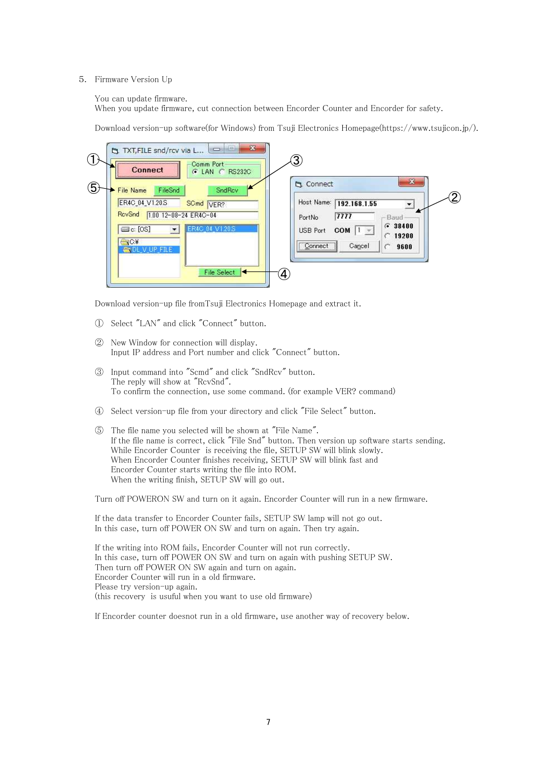5. Firmware Version Up

You can update firmware.
When you update firmware, cut connection between Encorder Counter and Encorder for safety.

Download version-up software(for Windows) from Tsuji Electronics Homepage(https://www.tsujicon.jp/).

Download version-up file fromTsuji Electronics Homepage and extract it.

① Select "LAN" and click "Connect" button.

② New Window for connection will display.
Input IP address and Port number and click "Connect" button.

③ Input command into "Scmd" and click "SndRcv" button.
The reply will show at "RcvSnd".
To confirm the connection, use some command. (for example VER? command)

④ Select version-up file from your directory and click "File Select" button.

⑤ The file name you selected will be shown at "File Name".
If the file name is correct, click "File Snd" button. Then version up software starts sending.
While Encorder Counter is receiving the file, SETUP SW will blink slowly.
When Encorder Counter finishes receiving, SETUP SW will blink fast and
Encorder Counter starts writing the file into ROM.
When the writing finish, SETUP SW will go out.

Turn off POWERON SW and turn on it again. Encorder Counter will run in a new firmware.

If the data transfer to Encorder Counter fails, SETUP SW lamp will not go out.
In this case, turn off POWER ON SW and turn on again. Then try again.

If the writing into ROM fails, Encorder Counter will not run correctly.
In this case, turn off POWER ON SW and turn on again with pushing SETUP SW.
Then turn off POWER ON SW again and turn on again.
Encorder Counter will run in a old firmware.
Please try version-up again.
(this recovery is usuful when you want to use old firmware)

If Encorder counter doesnot run in a old firmware, use another way of recovery below.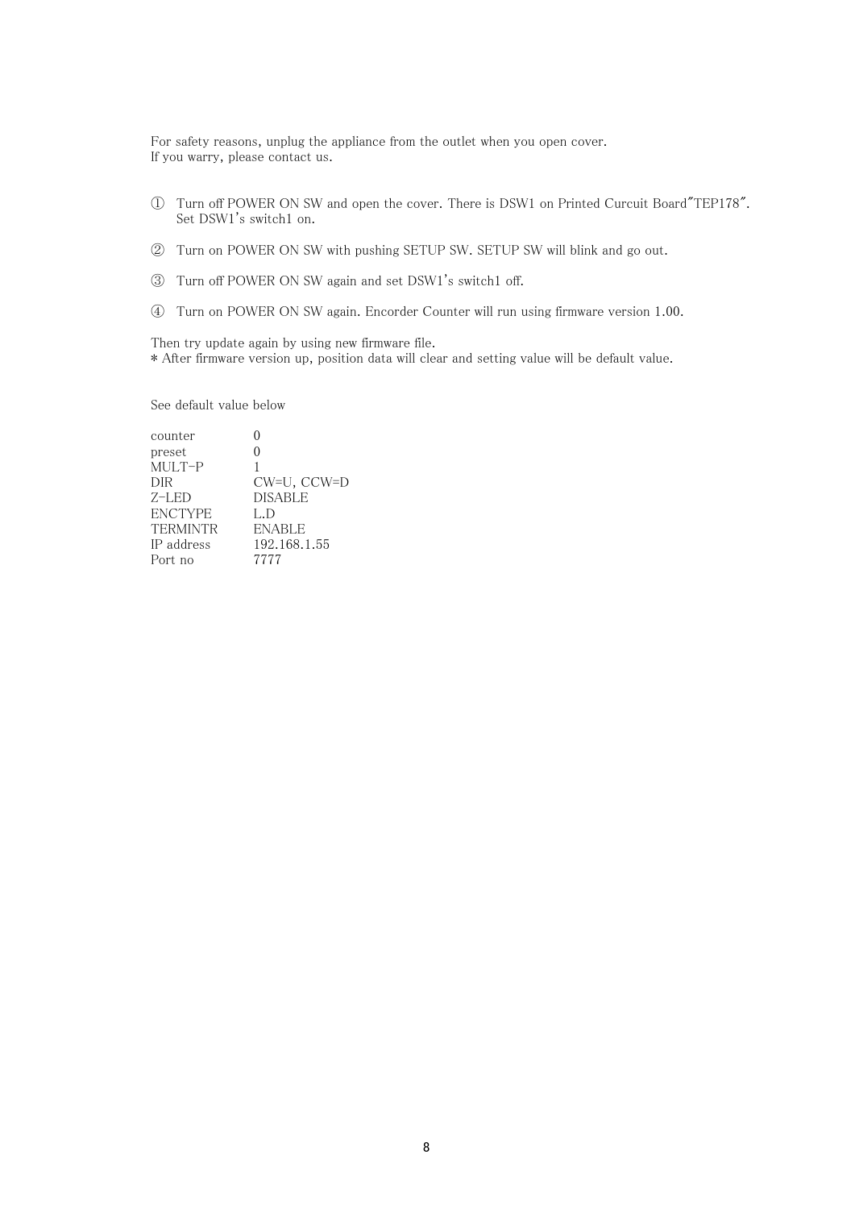For safety reasons, unplug the appliance from the outlet when you open cover.
If you warry, please contact us.

① Turn off POWER ON SW and open the cover. There is DSW1 on Printed Curcuit Board"TEP178". Set DSW1's switch1 on.

② Turn on POWER ON SW with pushing SETUP SW. SETUP SW will blink and go out.

③ Turn off POWER ON SW again and set DSW1's switch1 off.

④ Turn on POWER ON SW again. Encorder Counter will run using firmware version 1.00.

Then try update again by using new firmware file.
* After firmware version up, position data will clear and setting value will be default value.

See default value below

| | |
|---|---|
| counter | 0 |
| preset | 0 |
| MULT-P | 1 |
| DIR | CW=U, CCW=D |
| Z-LED | DISABLE |
| ENCTYPE | L.D |
| TERMINTR | ENABLE |
| IP address | 192.168.1.55 |
| Port no | 7777 |